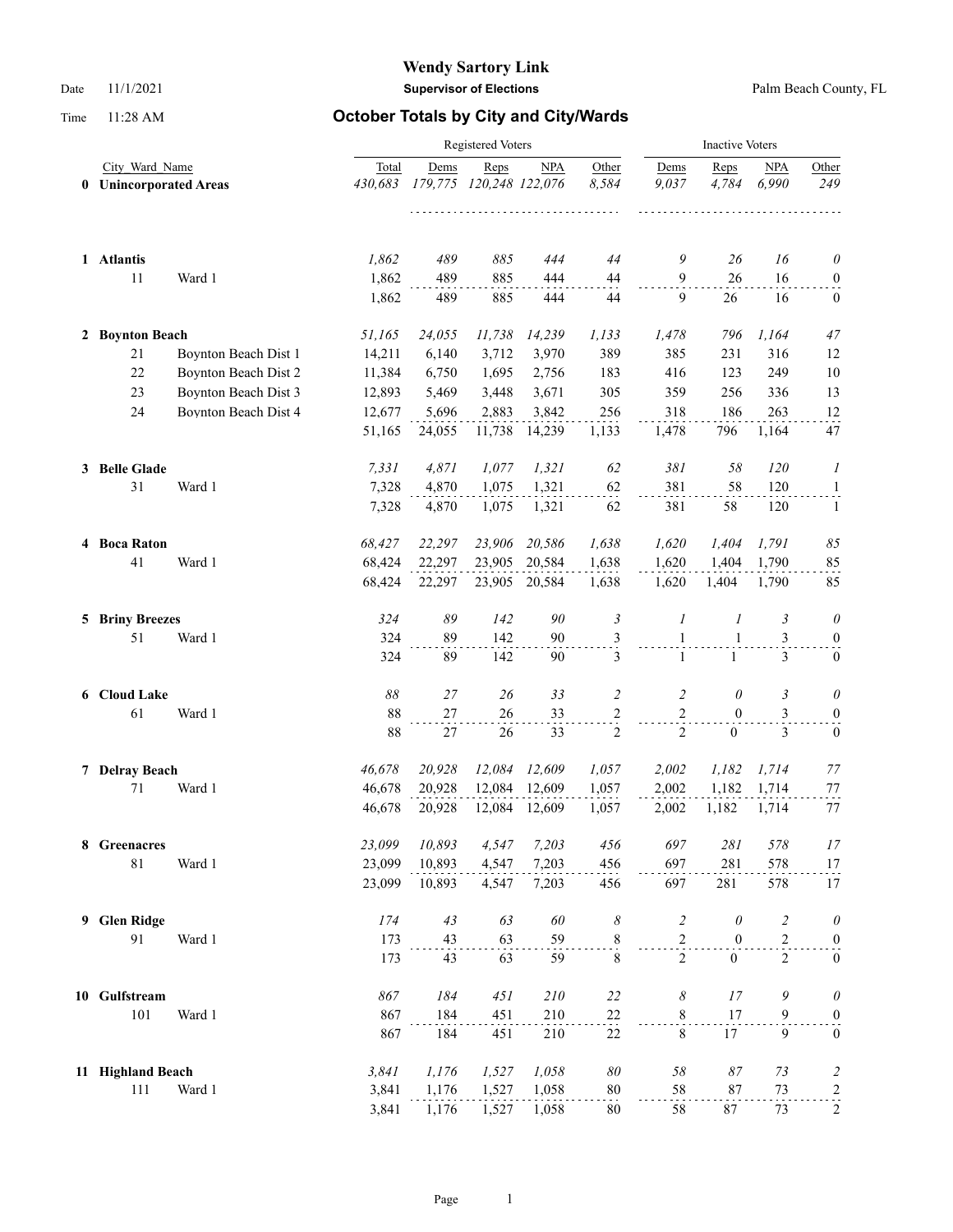# Wendy Sartory Link

**Supervisor of Elections**

Date 11/1/2021 — Palm Beach County, FL

Time 11:28 AM

## October Totals by City and City/Wards

| | City_Ward_Name | | Registered Voters | | | | | Inactive Voters | | | |
|---|---|---|---|---|---|---|---|---|---|---|---|
| | | | Total | Dems | Reps | NPA | Other | Dems | Reps | NPA | Other |
| 0 | **Unincorporated Areas** | | *430,683* | *179,775* | *120,248* | *122,076* | *8,584* | *9,037* | *4,784* | *6,990* | *249* |
| 1 | **Atlantis** | | *1,862* | *489* | *885* | *444* | *44* | *9* | *26* | *16* | *0* |
| | 11 | Ward 1 | 1,862 | 489 | 885 | 444 | 44 | 9 | 26 | 16 | 0 |
| | | | 1,862 | 489 | 885 | 444 | 44 | 9 | 26 | 16 | 0 |
| 2 | **Boynton Beach** | | *51,165* | *24,055* | *11,738* | *14,239* | *1,133* | *1,478* | *796* | *1,164* | *47* |
| | 21 | Boynton Beach Dist 1 | 14,211 | 6,140 | 3,712 | 3,970 | 389 | 385 | 231 | 316 | 12 |
| | 22 | Boynton Beach Dist 2 | 11,384 | 6,750 | 1,695 | 2,756 | 183 | 416 | 123 | 249 | 10 |
| | 23 | Boynton Beach Dist 3 | 12,893 | 5,469 | 3,448 | 3,671 | 305 | 359 | 256 | 336 | 13 |
| | 24 | Boynton Beach Dist 4 | 12,677 | 5,696 | 2,883 | 3,842 | 256 | 318 | 186 | 263 | 12 |
| | | | 51,165 | 24,055 | 11,738 | 14,239 | 1,133 | 1,478 | 796 | 1,164 | 47 |
| 3 | **Belle Glade** | | *7,331* | *4,871* | *1,077* | *1,321* | *62* | *381* | *58* | *120* | *1* |
| | 31 | Ward 1 | 7,328 | 4,870 | 1,075 | 1,321 | 62 | 381 | 58 | 120 | 1 |
| | | | 7,328 | 4,870 | 1,075 | 1,321 | 62 | 381 | 58 | 120 | 1 |
| 4 | **Boca Raton** | | *68,427* | *22,297* | *23,906* | *20,586* | *1,638* | *1,620* | *1,404* | *1,791* | *85* |
| | 41 | Ward 1 | 68,424 | 22,297 | 23,905 | 20,584 | 1,638 | 1,620 | 1,404 | 1,790 | 85 |
| | | | 68,424 | 22,297 | 23,905 | 20,584 | 1,638 | 1,620 | 1,404 | 1,790 | 85 |
| 5 | **Briny Breezes** | | *324* | *89* | *142* | *90* | *3* | *1* | *1* | *3* | *0* |
| | 51 | Ward 1 | 324 | 89 | 142 | 90 | 3 | 1 | 1 | 3 | 0 |
| | | | 324 | 89 | 142 | 90 | 3 | 1 | 1 | 3 | 0 |
| 6 | **Cloud Lake** | | *88* | *27* | *26* | *33* | *2* | *2* | *0* | *3* | *0* |
| | 61 | Ward 1 | 88 | 27 | 26 | 33 | 2 | 2 | 0 | 3 | 0 |
| | | | 88 | 27 | 26 | 33 | 2 | 2 | 0 | 3 | 0 |
| 7 | **Delray Beach** | | *46,678* | *20,928* | *12,084* | *12,609* | *1,057* | *2,002* | *1,182* | *1,714* | *77* |
| | 71 | Ward 1 | 46,678 | 20,928 | 12,084 | 12,609 | 1,057 | 2,002 | 1,182 | 1,714 | 77 |
| | | | 46,678 | 20,928 | 12,084 | 12,609 | 1,057 | 2,002 | 1,182 | 1,714 | 77 |
| 8 | **Greenacres** | | *23,099* | *10,893* | *4,547* | *7,203* | *456* | *697* | *281* | *578* | *17* |
| | 81 | Ward 1 | 23,099 | 10,893 | 4,547 | 7,203 | 456 | 697 | 281 | 578 | 17 |
| | | | 23,099 | 10,893 | 4,547 | 7,203 | 456 | 697 | 281 | 578 | 17 |
| 9 | **Glen Ridge** | | *174* | *43* | *63* | *60* | *8* | *2* | *0* | *2* | *0* |
| | 91 | Ward 1 | 173 | 43 | 63 | 59 | 8 | 2 | 0 | 2 | 0 |
| | | | 173 | 43 | 63 | 59 | 8 | 2 | 0 | 2 | 0 |
| 10 | **Gulfstream** | | *867* | *184* | *451* | *210* | *22* | *8* | *17* | *9* | *0* |
| | 101 | Ward 1 | 867 | 184 | 451 | 210 | 22 | 8 | 17 | 9 | 0 |
| | | | 867 | 184 | 451 | 210 | 22 | 8 | 17 | 9 | 0 |
| 11 | **Highland Beach** | | *3,841* | *1,176* | *1,527* | *1,058* | *80* | *58* | *87* | *73* | *2* |
| | 111 | Ward 1 | 3,841 | 1,176 | 1,527 | 1,058 | 80 | 58 | 87 | 73 | 2 |
| | | | 3,841 | 1,176 | 1,527 | 1,058 | 80 | 58 | 87 | 73 | 2 |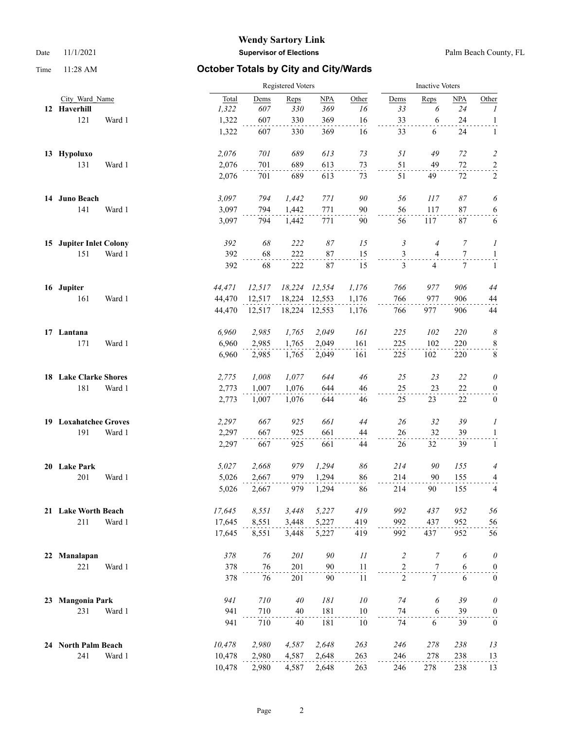**Wendy Sartory Link**

Date 11/1/2021 **Supervisor of Elections** Palm Beach County, FL

Time 11:28 AM **October Totals by City and City/Wards**

| City Ward Name | | Registered Voters | | | | | Inactive Voters | | | |
|---|---|---|---|---|---|---|---|---|---|---|
| | | Total | Dems | Reps | NPA | Other | Dems | Reps | NPA | Other |
| **12 Haverhill** | | *1,322* | *607* | *330* | *369* | *16* | *33* | *6* | *24* | *1* |
| 121 | Ward 1 | 1,322 | 607 | 330 | 369 | 16 | 33 | 6 | 24 | 1 |
| | | 1,322 | 607 | 330 | 369 | 16 | 33 | 6 | 24 | 1 |
| **13 Hypoluxo** | | *2,076* | *701* | *689* | *613* | *73* | *51* | *49* | *72* | *2* |
| 131 | Ward 1 | 2,076 | 701 | 689 | 613 | 73 | 51 | 49 | 72 | 2 |
| | | 2,076 | 701 | 689 | 613 | 73 | 51 | 49 | 72 | 2 |
| **14 Juno Beach** | | *3,097* | *794* | *1,442* | *771* | *90* | *56* | *117* | *87* | *6* |
| 141 | Ward 1 | 3,097 | 794 | 1,442 | 771 | 90 | 56 | 117 | 87 | 6 |
| | | 3,097 | 794 | 1,442 | 771 | 90 | 56 | 117 | 87 | 6 |
| **15 Jupiter Inlet Colony** | | *392* | *68* | *222* | *87* | *15* | *3* | *4* | *7* | *1* |
| 151 | Ward 1 | 392 | 68 | 222 | 87 | 15 | 3 | 4 | 7 | 1 |
| | | 392 | 68 | 222 | 87 | 15 | 3 | 4 | 7 | 1 |
| **16 Jupiter** | | *44,471* | *12,517* | *18,224* | *12,554* | *1,176* | *766* | *977* | *906* | *44* |
| 161 | Ward 1 | 44,470 | 12,517 | 18,224 | 12,553 | 1,176 | 766 | 977 | 906 | 44 |
| | | 44,470 | 12,517 | 18,224 | 12,553 | 1,176 | 766 | 977 | 906 | 44 |
| **17 Lantana** | | *6,960* | *2,985* | *1,765* | *2,049* | *161* | *225* | *102* | *220* | *8* |
| 171 | Ward 1 | 6,960 | 2,985 | 1,765 | 2,049 | 161 | 225 | 102 | 220 | 8 |
| | | 6,960 | 2,985 | 1,765 | 2,049 | 161 | 225 | 102 | 220 | 8 |
| **18 Lake Clarke Shores** | | *2,775* | *1,008* | *1,077* | *644* | *46* | *25* | *23* | *22* | *0* |
| 181 | Ward 1 | 2,773 | 1,007 | 1,076 | 644 | 46 | 25 | 23 | 22 | 0 |
| | | 2,773 | 1,007 | 1,076 | 644 | 46 | 25 | 23 | 22 | 0 |
| **19 Loxahatchee Groves** | | *2,297* | *667* | *925* | *661* | *44* | *26* | *32* | *39* | *1* |
| 191 | Ward 1 | 2,297 | 667 | 925 | 661 | 44 | 26 | 32 | 39 | 1 |
| | | 2,297 | 667 | 925 | 661 | 44 | 26 | 32 | 39 | 1 |
| **20 Lake Park** | | *5,027* | *2,668* | *979* | *1,294* | *86* | *214* | *90* | *155* | *4* |
| 201 | Ward 1 | 5,026 | 2,667 | 979 | 1,294 | 86 | 214 | 90 | 155 | 4 |
| | | 5,026 | 2,667 | 979 | 1,294 | 86 | 214 | 90 | 155 | 4 |
| **21 Lake Worth Beach** | | *17,645* | *8,551* | *3,448* | *5,227* | *419* | *992* | *437* | *952* | *56* |
| 211 | Ward 1 | 17,645 | 8,551 | 3,448 | 5,227 | 419 | 992 | 437 | 952 | 56 |
| | | 17,645 | 8,551 | 3,448 | 5,227 | 419 | 992 | 437 | 952 | 56 |
| **22 Manalapan** | | *378* | *76* | *201* | *90* | *11* | *2* | *7* | *6* | *0* |
| 221 | Ward 1 | 378 | 76 | 201 | 90 | 11 | 2 | 7 | 6 | 0 |
| | | 378 | 76 | 201 | 90 | 11 | 2 | 7 | 6 | 0 |
| **23 Mangonia Park** | | *941* | *710* | *40* | *181* | *10* | *74* | *6* | *39* | *0* |
| 231 | Ward 1 | 941 | 710 | 40 | 181 | 10 | 74 | 6 | 39 | 0 |
| | | 941 | 710 | 40 | 181 | 10 | 74 | 6 | 39 | 0 |
| **24 North Palm Beach** | | *10,478* | *2,980* | *4,587* | *2,648* | *263* | *246* | *278* | *238* | *13* |
| 241 | Ward 1 | 10,478 | 2,980 | 4,587 | 2,648 | 263 | 246 | 278 | 238 | 13 |
| | | 10,478 | 2,980 | 4,587 | 2,648 | 263 | 246 | 278 | 238 | 13 |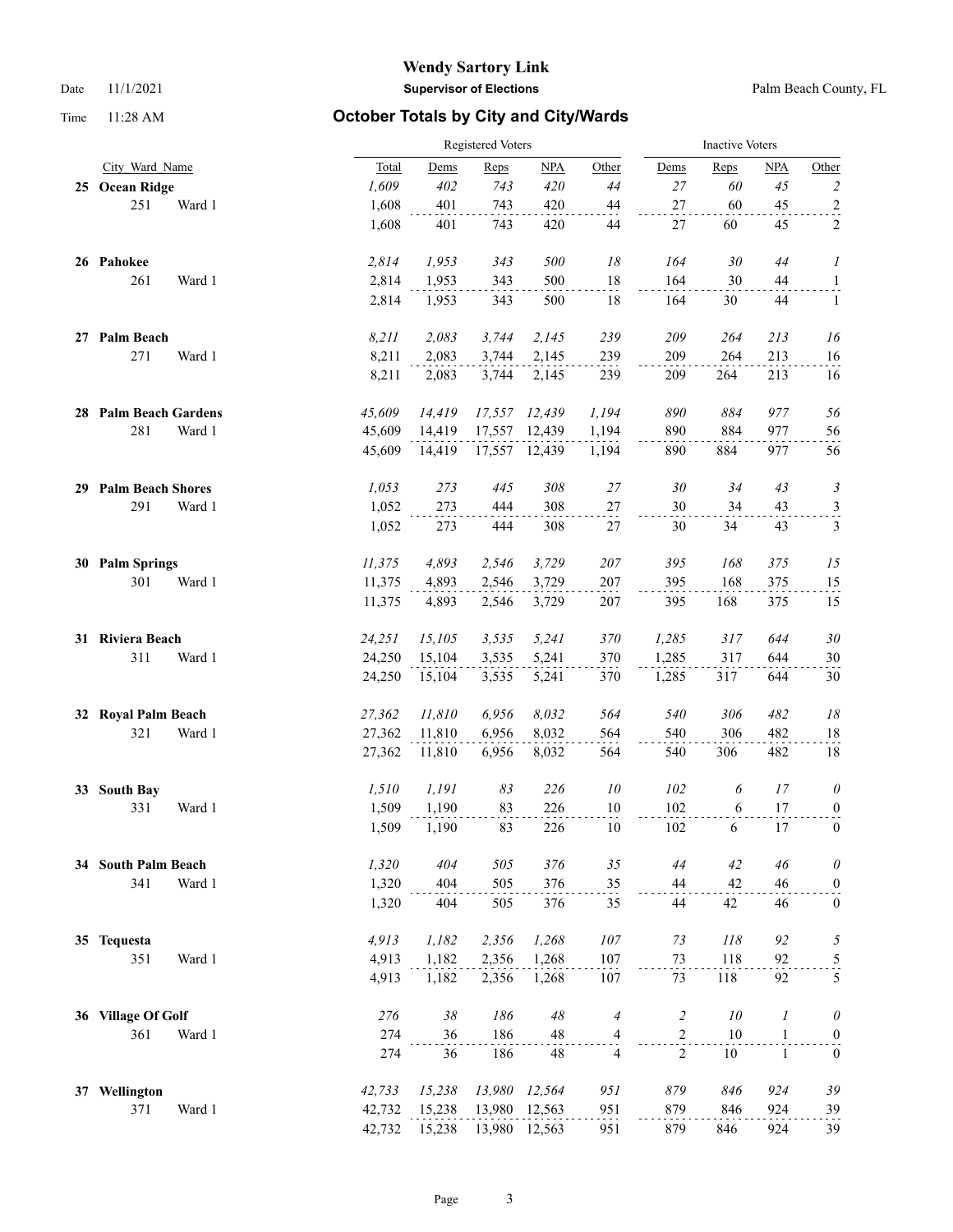# Wendy Sartory Link

**Supervisor of Elections**

Date 11/1/2021 — Palm Beach County, FL

Time 11:28 AM

## October Totals by City and City/Wards

| City_Ward_Name | | Registered Voters Total | Dems | Reps | NPA | Other | Inactive Voters Dems | Reps | NPA | Other |
|---|---|---|---|---|---|---|---|---|---|---|
| **25 Ocean Ridge** | | *1,609* | *402* | *743* | *420* | *44* | *27* | *60* | *45* | *2* |
| 251 | Ward 1 | 1,608 | 401 | 743 | 420 | 44 | 27 | 60 | 45 | 2 |
| | | 1,608 | 401 | 743 | 420 | 44 | 27 | 60 | 45 | 2 |
| **26 Pahokee** | | *2,814* | *1,953* | *343* | *500* | *18* | *164* | *30* | *44* | *1* |
| 261 | Ward 1 | 2,814 | 1,953 | 343 | 500 | 18 | 164 | 30 | 44 | 1 |
| | | 2,814 | 1,953 | 343 | 500 | 18 | 164 | 30 | 44 | 1 |
| **27 Palm Beach** | | *8,211* | *2,083* | *3,744* | *2,145* | *239* | *209* | *264* | *213* | *16* |
| 271 | Ward 1 | 8,211 | 2,083 | 3,744 | 2,145 | 239 | 209 | 264 | 213 | 16 |
| | | 8,211 | 2,083 | 3,744 | 2,145 | 239 | 209 | 264 | 213 | 16 |
| **28 Palm Beach Gardens** | | *45,609* | *14,419* | *17,557* | *12,439* | *1,194* | *890* | *884* | *977* | *56* |
| 281 | Ward 1 | 45,609 | 14,419 | 17,557 | 12,439 | 1,194 | 890 | 884 | 977 | 56 |
| | | 45,609 | 14,419 | 17,557 | 12,439 | 1,194 | 890 | 884 | 977 | 56 |
| **29 Palm Beach Shores** | | *1,053* | *273* | *445* | *308* | *27* | *30* | *34* | *43* | *3* |
| 291 | Ward 1 | 1,052 | 273 | 444 | 308 | 27 | 30 | 34 | 43 | 3 |
| | | 1,052 | 273 | 444 | 308 | 27 | 30 | 34 | 43 | 3 |
| **30 Palm Springs** | | *11,375* | *4,893* | *2,546* | *3,729* | *207* | *395* | *168* | *375* | *15* |
| 301 | Ward 1 | 11,375 | 4,893 | 2,546 | 3,729 | 207 | 395 | 168 | 375 | 15 |
| | | 11,375 | 4,893 | 2,546 | 3,729 | 207 | 395 | 168 | 375 | 15 |
| **31 Riviera Beach** | | *24,251* | *15,105* | *3,535* | *5,241* | *370* | *1,285* | *317* | *644* | *30* |
| 311 | Ward 1 | 24,250 | 15,104 | 3,535 | 5,241 | 370 | 1,285 | 317 | 644 | 30 |
| | | 24,250 | 15,104 | 3,535 | 5,241 | 370 | 1,285 | 317 | 644 | 30 |
| **32 Royal Palm Beach** | | *27,362* | *11,810* | *6,956* | *8,032* | *564* | *540* | *306* | *482* | *18* |
| 321 | Ward 1 | 27,362 | 11,810 | 6,956 | 8,032 | 564 | 540 | 306 | 482 | 18 |
| | | 27,362 | 11,810 | 6,956 | 8,032 | 564 | 540 | 306 | 482 | 18 |
| **33 South Bay** | | *1,510* | *1,191* | *83* | *226* | *10* | *102* | *6* | *17* | *0* |
| 331 | Ward 1 | 1,509 | 1,190 | 83 | 226 | 10 | 102 | 6 | 17 | 0 |
| | | 1,509 | 1,190 | 83 | 226 | 10 | 102 | 6 | 17 | 0 |
| **34 South Palm Beach** | | *1,320* | *404* | *505* | *376* | *35* | *44* | *42* | *46* | *0* |
| 341 | Ward 1 | 1,320 | 404 | 505 | 376 | 35 | 44 | 42 | 46 | 0 |
| | | 1,320 | 404 | 505 | 376 | 35 | 44 | 42 | 46 | 0 |
| **35 Tequesta** | | *4,913* | *1,182* | *2,356* | *1,268* | *107* | *73* | *118* | *92* | *5* |
| 351 | Ward 1 | 4,913 | 1,182 | 2,356 | 1,268 | 107 | 73 | 118 | 92 | 5 |
| | | 4,913 | 1,182 | 2,356 | 1,268 | 107 | 73 | 118 | 92 | 5 |
| **36 Village Of Golf** | | *276* | *38* | *186* | *48* | *4* | *2* | *10* | *1* | *0* |
| 361 | Ward 1 | 274 | 36 | 186 | 48 | 4 | 2 | 10 | 1 | 0 |
| | | 274 | 36 | 186 | 48 | 4 | 2 | 10 | 1 | 0 |
| **37 Wellington** | | *42,733* | *15,238* | *13,980* | *12,564* | *951* | *879* | *846* | *924* | *39* |
| 371 | Ward 1 | 42,732 | 15,238 | 13,980 | 12,563 | 951 | 879 | 846 | 924 | 39 |
| | | 42,732 | 15,238 | 13,980 | 12,563 | 951 | 879 | 846 | 924 | 39 |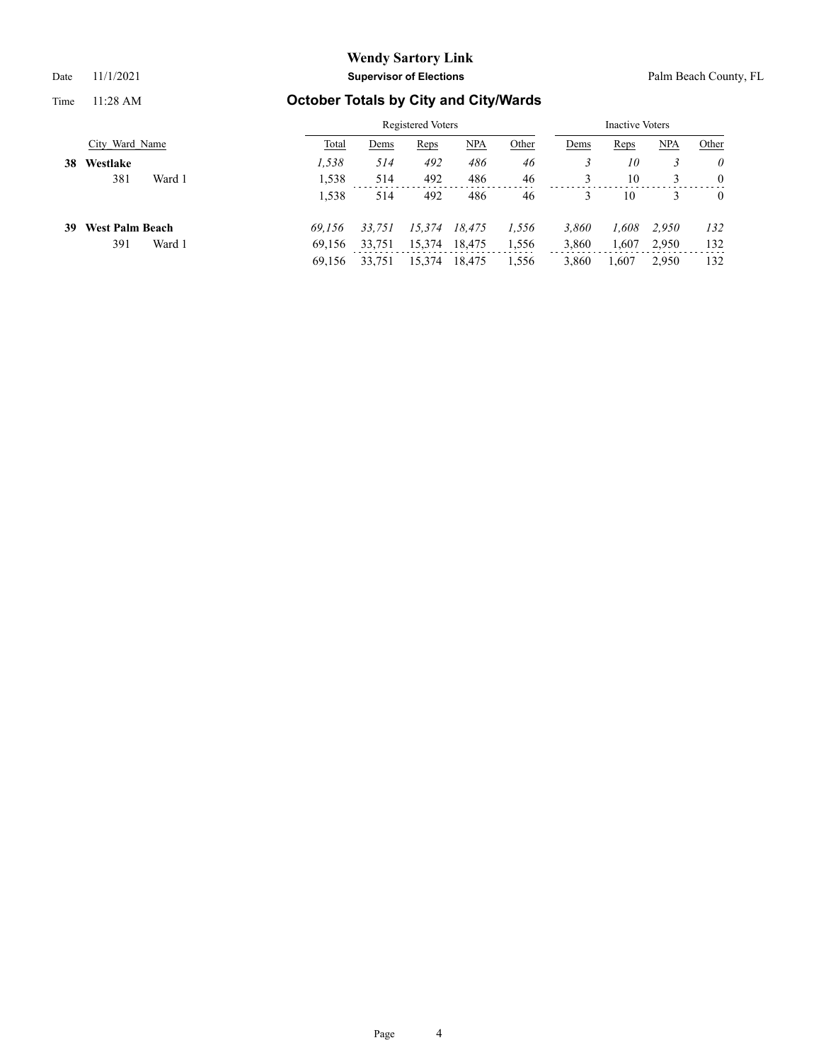# Wendy Sartory Link

Date 11/1/2021

**Supervisor of Elections**

Palm Beach County, FL

Time 11:28 AM

## October Totals by City and City/Wards

| | City_Ward_Name | Registered Voters Total | Dems | Reps | NPA | Other | Inactive Voters Dems | Reps | NPA | Other |
|---|---|---|---|---|---|---|---|---|---|---|
| **38** | **Westlake** | *1,538* | *514* | *492* | *486* | *46* | *3* | *10* | *3* | *0* |
| 381 | Ward 1 | 1,538 | 514 | 492 | 486 | 46 | 3 | 10 | 3 | 0 |
| | | 1,538 | 514 | 492 | 486 | 46 | 3 | 10 | 3 | 0 |
| **39** | **West Palm Beach** | *69,156* | *33,751* | *15,374* | *18,475* | *1,556* | *3,860* | *1,608* | *2,950* | *132* |
| 391 | Ward 1 | 69,156 | 33,751 | 15,374 | 18,475 | 1,556 | 3,860 | 1,607 | 2,950 | 132 |
| | | 69,156 | 33,751 | 15,374 | 18,475 | 1,556 | 3,860 | 1,607 | 2,950 | 132 |